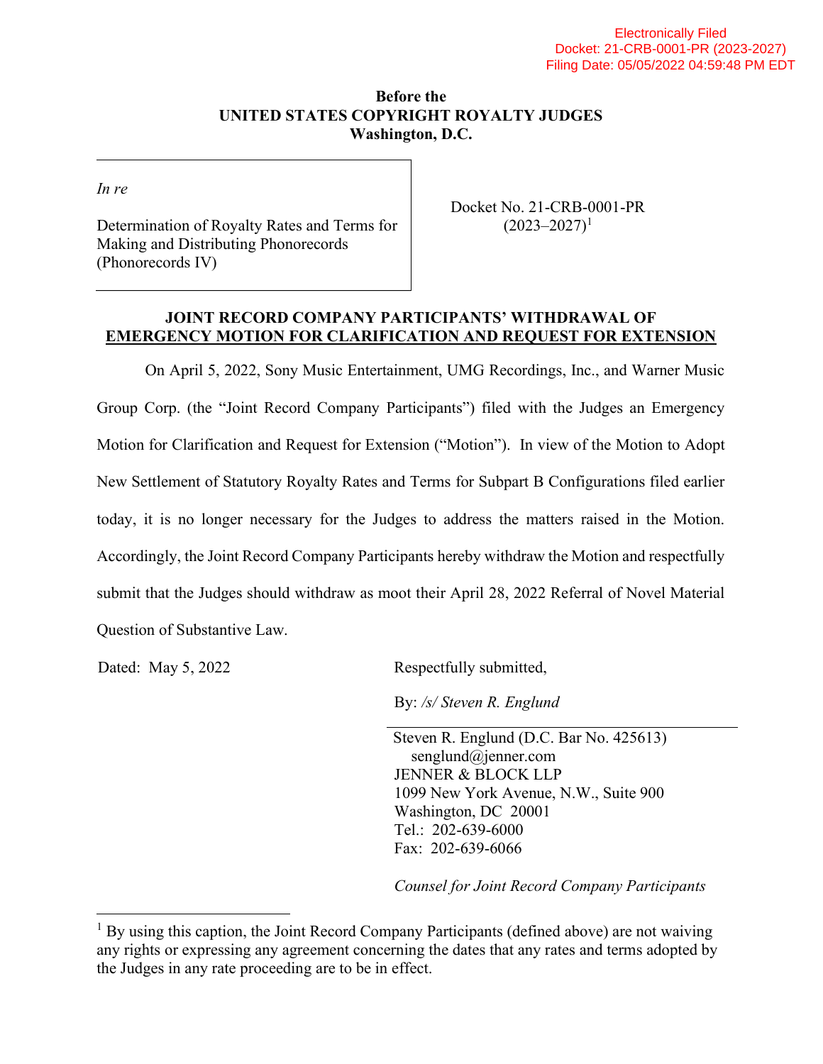Electronically Filed
Docket: 21-CRB-0001-PR (2023-2027)
Filing Date: 05/05/2022 04:59:48 PM EDT

**Before the**
**UNITED STATES COPYRIGHT ROYALTY JUDGES**
**Washington, D.C.**

*In re*

Determination of Royalty Rates and Terms for Making and Distributing Phonorecords (Phonorecords IV)

Docket No. 21-CRB-0001-PR (2023–2027)[1]

**JOINT RECORD COMPANY PARTICIPANTS' WITHDRAWAL OF EMERGENCY MOTION FOR CLARIFICATION AND REQUEST FOR EXTENSION**

On April 5, 2022, Sony Music Entertainment, UMG Recordings, Inc., and Warner Music Group Corp. (the "Joint Record Company Participants") filed with the Judges an Emergency Motion for Clarification and Request for Extension ("Motion"). In view of the Motion to Adopt New Settlement of Statutory Royalty Rates and Terms for Subpart B Configurations filed earlier today, it is no longer necessary for the Judges to address the matters raised in the Motion. Accordingly, the Joint Record Company Participants hereby withdraw the Motion and respectfully submit that the Judges should withdraw as moot their April 28, 2022 Referral of Novel Material Question of Substantive Law.

Dated: May 5, 2022

Respectfully submitted,

By: */s/ Steven R. Englund*

Steven R. Englund (D.C. Bar No. 425613)
senglund@jenner.com
JENNER & BLOCK LLP
1099 New York Avenue, N.W., Suite 900
Washington, DC 20001
Tel.: 202-639-6000
Fax: 202-639-6066

*Counsel for Joint Record Company Participants*

[1] By using this caption, the Joint Record Company Participants (defined above) are not waiving any rights or expressing any agreement concerning the dates that any rates and terms adopted by the Judges in any rate proceeding are to be in effect.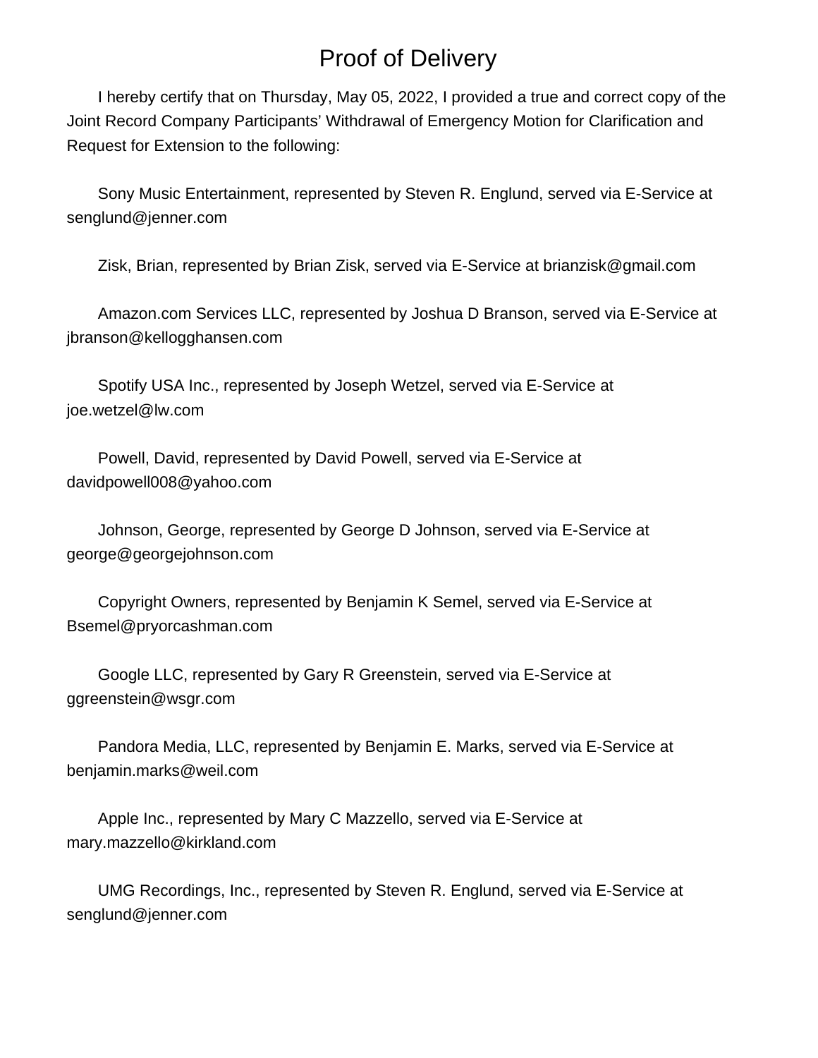# Proof of Delivery

I hereby certify that on Thursday, May 05, 2022, I provided a true and correct copy of the Joint Record Company Participants' Withdrawal of Emergency Motion for Clarification and Request for Extension to the following:

Sony Music Entertainment, represented by Steven R. Englund, served via E-Service at senglund@jenner.com

Zisk, Brian, represented by Brian Zisk, served via E-Service at brianzisk@gmail.com

Amazon.com Services LLC, represented by Joshua D Branson, served via E-Service at jbranson@kellogghansen.com

Spotify USA Inc., represented by Joseph Wetzel, served via E-Service at joe.wetzel@lw.com

Powell, David, represented by David Powell, served via E-Service at davidpowell008@yahoo.com

Johnson, George, represented by George D Johnson, served via E-Service at george@georgejohnson.com

Copyright Owners, represented by Benjamin K Semel, served via E-Service at Bsemel@pryorcashman.com

Google LLC, represented by Gary R Greenstein, served via E-Service at ggreenstein@wsgr.com

Pandora Media, LLC, represented by Benjamin E. Marks, served via E-Service at benjamin.marks@weil.com

Apple Inc., represented by Mary C Mazzello, served via E-Service at mary.mazzello@kirkland.com

UMG Recordings, Inc., represented by Steven R. Englund, served via E-Service at senglund@jenner.com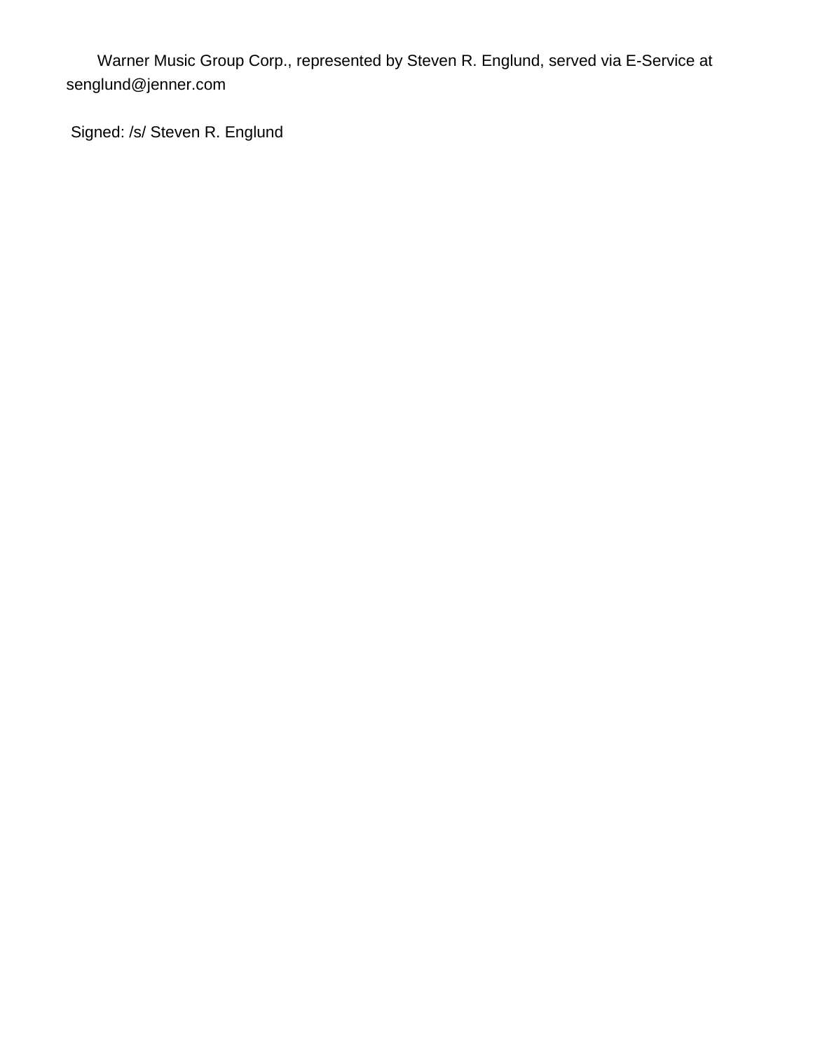Warner Music Group Corp., represented by Steven R. Englund, served via E-Service at senglund@jenner.com

Signed: /s/ Steven R. Englund